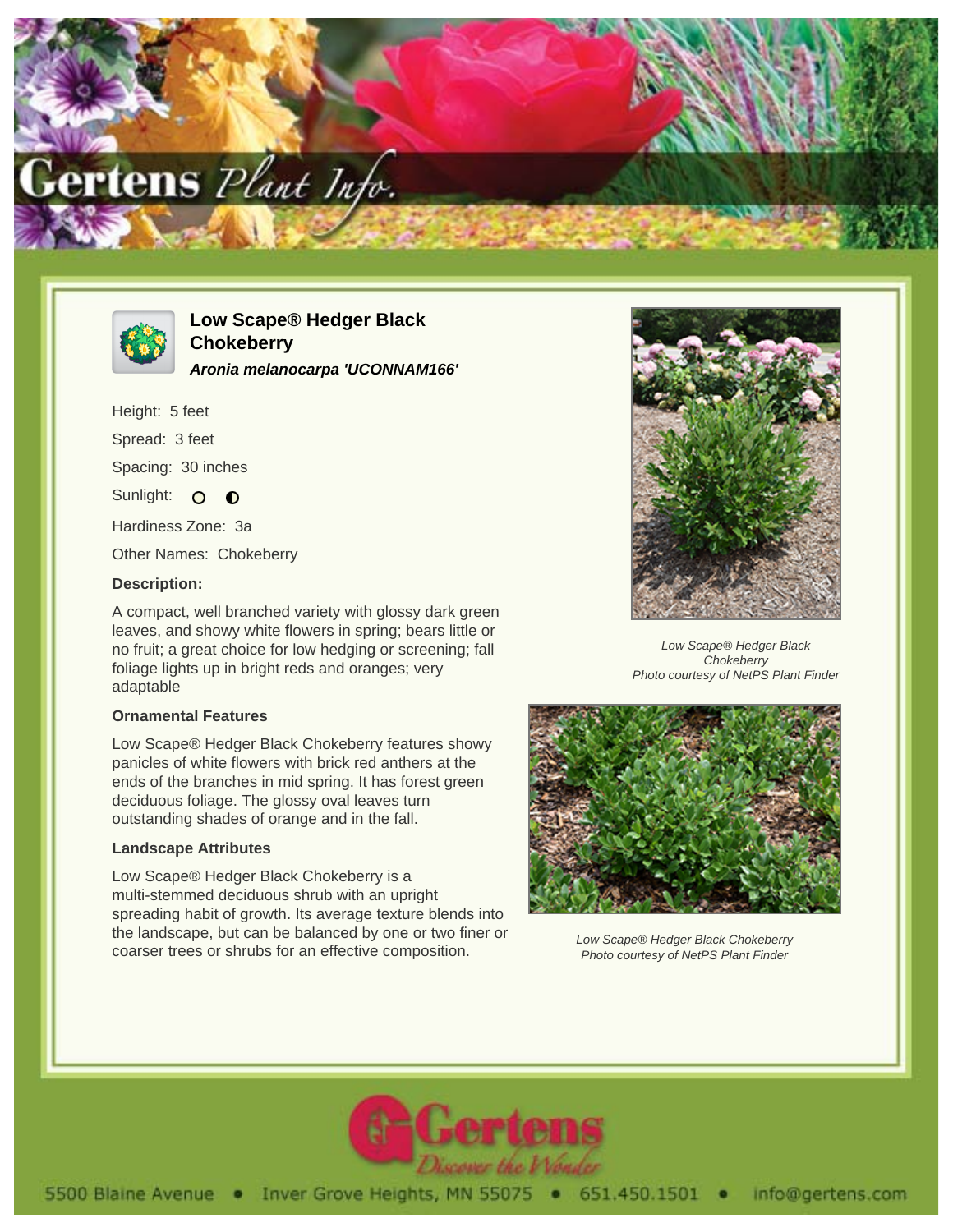# Low Scape® Hedger Black Chokeberry

***Aronia melanocarpa 'UCONNAM166'***

Height: 5 feet

Spread: 3 feet

Spacing: 30 inches

Sunlight: ○ ◐

Hardiness Zone: 3a

Other Names: Chokeberry

### Description:

A compact, well branched variety with glossy dark green leaves, and showy white flowers in spring; bears little or no fruit; a great choice for low hedging or screening; fall foliage lights up in bright reds and oranges; very adaptable

### Ornamental Features

Low Scape® Hedger Black Chokeberry features showy panicles of white flowers with brick red anthers at the ends of the branches in mid spring. It has forest green deciduous foliage. The glossy oval leaves turn outstanding shades of orange and in the fall.

### Landscape Attributes

Low Scape® Hedger Black Chokeberry is a multi-stemmed deciduous shrub with an upright spreading habit of growth. Its average texture blends into the landscape, but can be balanced by one or two finer or coarser trees or shrubs for an effective composition.

*Low Scape® Hedger Black Chokeberry*
*Photo courtesy of NetPS Plant Finder*

*Low Scape® Hedger Black Chokeberry*
*Photo courtesy of NetPS Plant Finder*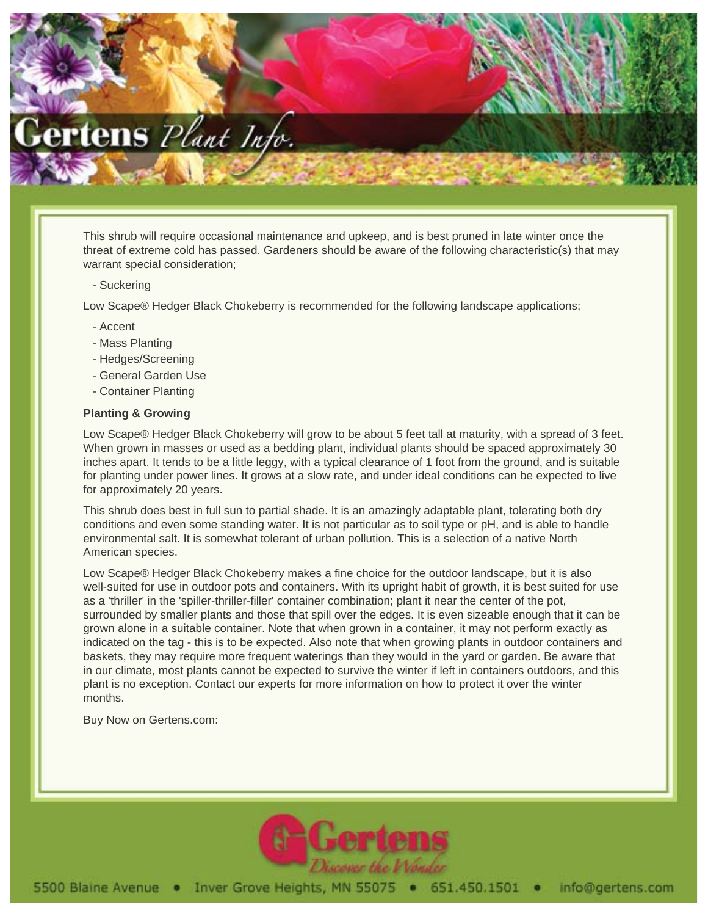This shrub will require occasional maintenance and upkeep, and is best pruned in late winter once the threat of extreme cold has passed. Gardeners should be aware of the following characteristic(s) that may warrant special consideration;

- Suckering

Low Scape® Hedger Black Chokeberry is recommended for the following landscape applications;

- Accent
- Mass Planting
- Hedges/Screening
- General Garden Use
- Container Planting

**Planting & Growing**

Low Scape® Hedger Black Chokeberry will grow to be about 5 feet tall at maturity, with a spread of 3 feet. When grown in masses or used as a bedding plant, individual plants should be spaced approximately 30 inches apart. It tends to be a little leggy, with a typical clearance of 1 foot from the ground, and is suitable for planting under power lines. It grows at a slow rate, and under ideal conditions can be expected to live for approximately 20 years.

This shrub does best in full sun to partial shade. It is an amazingly adaptable plant, tolerating both dry conditions and even some standing water. It is not particular as to soil type or pH, and is able to handle environmental salt. It is somewhat tolerant of urban pollution. This is a selection of a native North American species.

Low Scape® Hedger Black Chokeberry makes a fine choice for the outdoor landscape, but it is also well-suited for use in outdoor pots and containers. With its upright habit of growth, it is best suited for use as a 'thriller' in the 'spiller-thriller-filler' container combination; plant it near the center of the pot, surrounded by smaller plants and those that spill over the edges. It is even sizeable enough that it can be grown alone in a suitable container. Note that when grown in a container, it may not perform exactly as indicated on the tag - this is to be expected. Also note that when growing plants in outdoor containers and baskets, they may require more frequent waterings than they would in the yard or garden. Be aware that in our climate, most plants cannot be expected to survive the winter if left in containers outdoors, and this plant is no exception. Contact our experts for more information on how to protect it over the winter months.

Buy Now on Gertens.com:

5500 Blaine Avenue • Inver Grove Heights, MN 55075 • 651.450.1501 • info@gertens.com